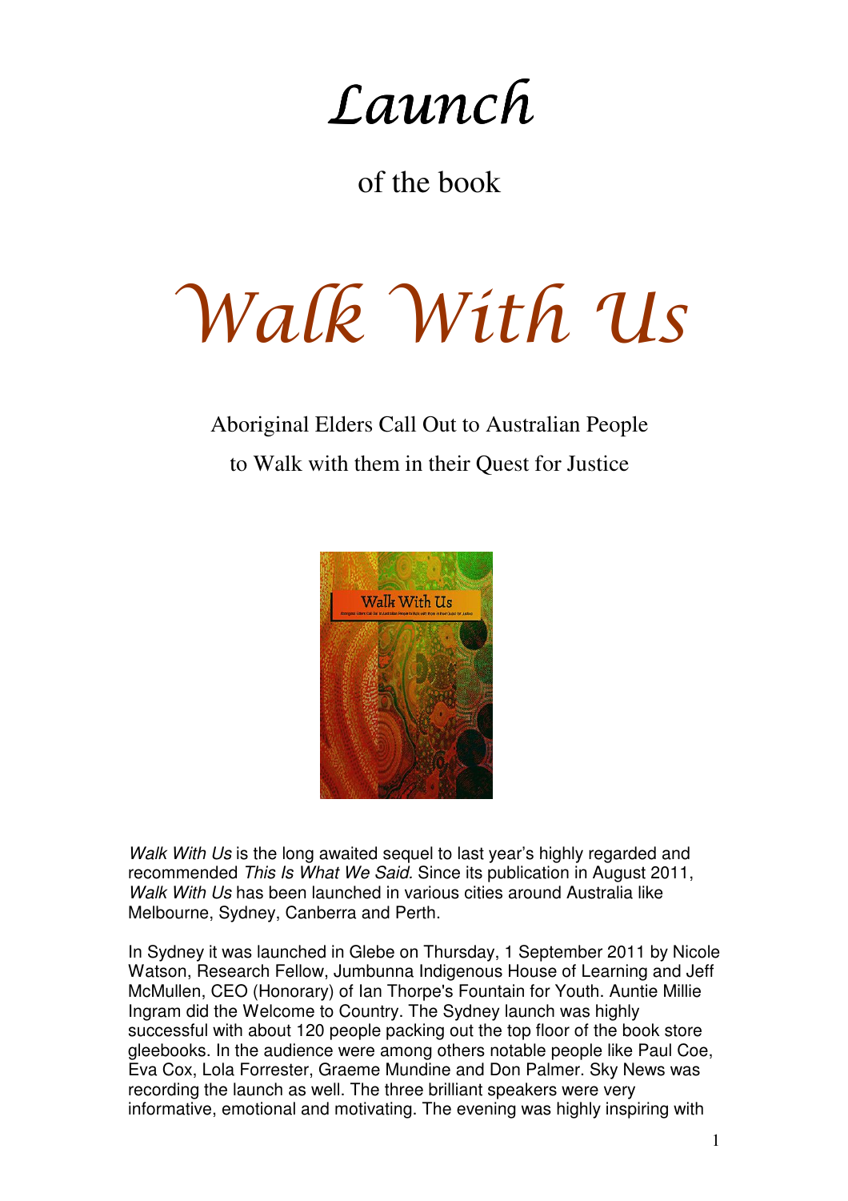# Launch

of the book

# Walk With Us

Aboriginal Elders Call Out to Australian People
to Walk with them in their Quest for Justice

*Walk With Us* is the long awaited sequel to last year's highly regarded and recommended *This Is What We Said.* Since its publication in August 2011, *Walk With Us* has been launched in various cities around Australia like Melbourne, Sydney, Canberra and Perth.

In Sydney it was launched in Glebe on Thursday, 1 September 2011 by Nicole Watson, Research Fellow, Jumbunna Indigenous House of Learning and Jeff McMullen, CEO (Honorary) of Ian Thorpe's Fountain for Youth. Auntie Millie Ingram did the Welcome to Country. The Sydney launch was highly successful with about 120 people packing out the top floor of the book store gleebooks. In the audience were among others notable people like Paul Coe, Eva Cox, Lola Forrester, Graeme Mundine and Don Palmer. Sky News was recording the launch as well. The three brilliant speakers were very informative, emotional and motivating. The evening was highly inspiring with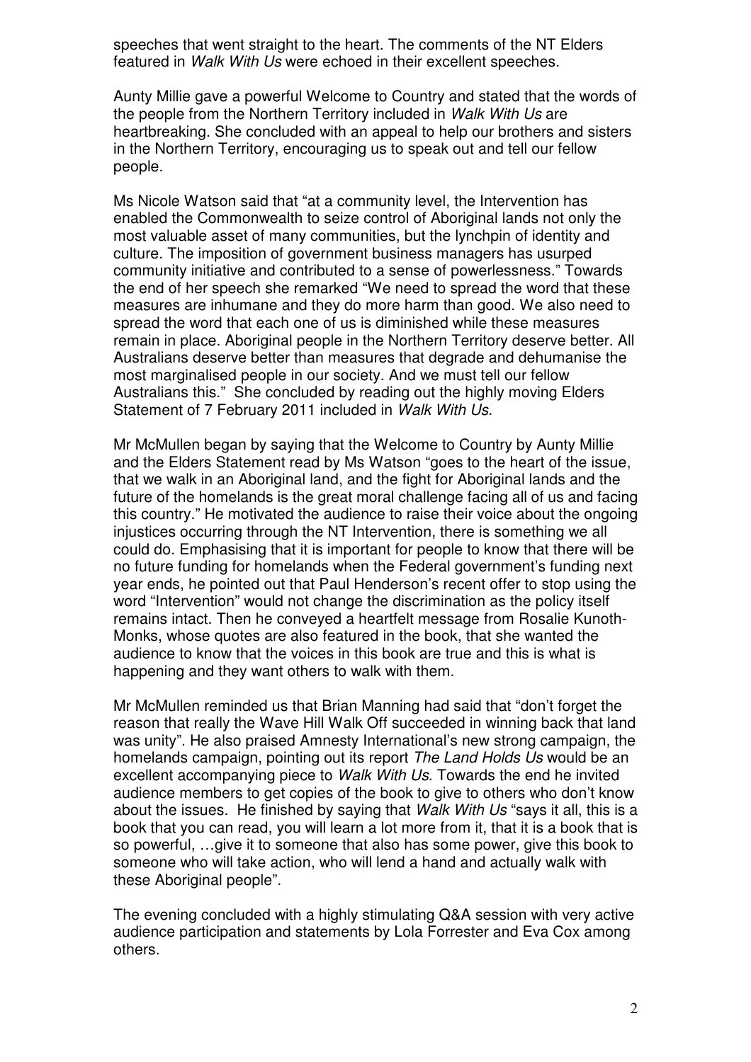speeches that went straight to the heart. The comments of the NT Elders featured in *Walk With Us* were echoed in their excellent speeches.

Aunty Millie gave a powerful Welcome to Country and stated that the words of the people from the Northern Territory included in *Walk With Us* are heartbreaking. She concluded with an appeal to help our brothers and sisters in the Northern Territory, encouraging us to speak out and tell our fellow people.

Ms Nicole Watson said that "at a community level, the Intervention has enabled the Commonwealth to seize control of Aboriginal lands not only the most valuable asset of many communities, but the lynchpin of identity and culture. The imposition of government business managers has usurped community initiative and contributed to a sense of powerlessness." Towards the end of her speech she remarked "We need to spread the word that these measures are inhumane and they do more harm than good. We also need to spread the word that each one of us is diminished while these measures remain in place. Aboriginal people in the Northern Territory deserve better. All Australians deserve better than measures that degrade and dehumanise the most marginalised people in our society. And we must tell our fellow Australians this." She concluded by reading out the highly moving Elders Statement of 7 February 2011 included in *Walk With Us*.

Mr McMullen began by saying that the Welcome to Country by Aunty Millie and the Elders Statement read by Ms Watson "goes to the heart of the issue, that we walk in an Aboriginal land, and the fight for Aboriginal lands and the future of the homelands is the great moral challenge facing all of us and facing this country." He motivated the audience to raise their voice about the ongoing injustices occurring through the NT Intervention, there is something we all could do. Emphasising that it is important for people to know that there will be no future funding for homelands when the Federal government's funding next year ends, he pointed out that Paul Henderson's recent offer to stop using the word "Intervention" would not change the discrimination as the policy itself remains intact. Then he conveyed a heartfelt message from Rosalie Kunoth-Monks, whose quotes are also featured in the book, that she wanted the audience to know that the voices in this book are true and this is what is happening and they want others to walk with them.

Mr McMullen reminded us that Brian Manning had said that "don't forget the reason that really the Wave Hill Walk Off succeeded in winning back that land was unity". He also praised Amnesty International's new strong campaign, the homelands campaign, pointing out its report *The Land Holds Us* would be an excellent accompanying piece to *Walk With Us*. Towards the end he invited audience members to get copies of the book to give to others who don't know about the issues. He finished by saying that *Walk With Us* "says it all, this is a book that you can read, you will learn a lot more from it, that it is a book that is so powerful, …give it to someone that also has some power, give this book to someone who will take action, who will lend a hand and actually walk with these Aboriginal people".

The evening concluded with a highly stimulating Q&A session with very active audience participation and statements by Lola Forrester and Eva Cox among others.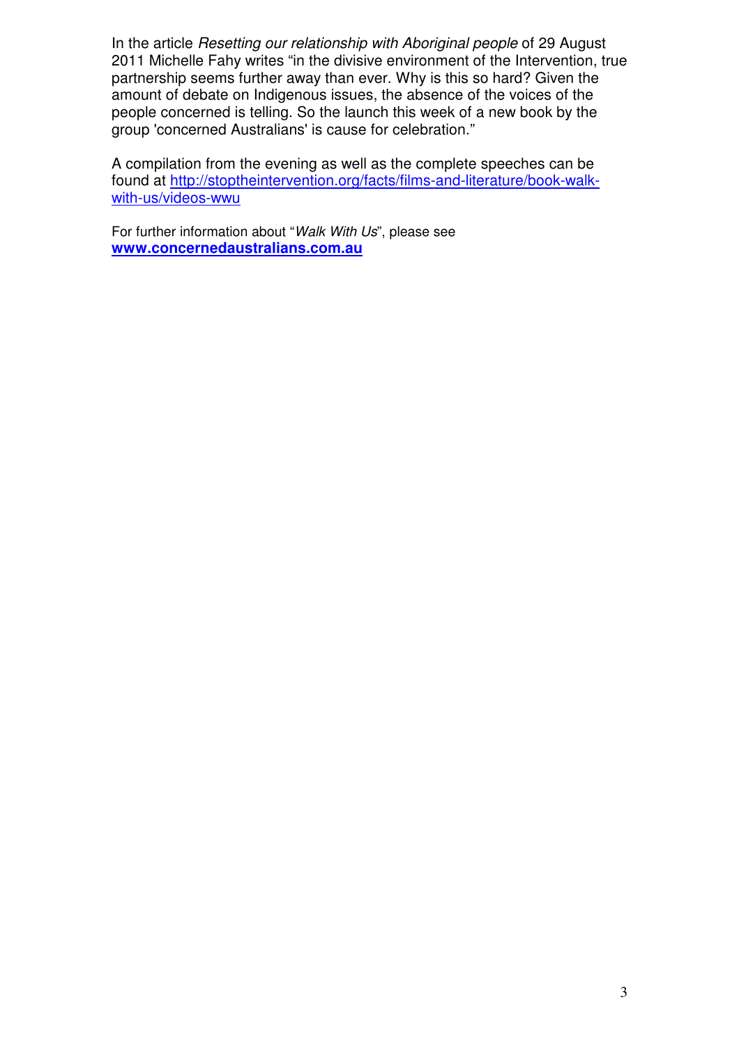In the article *Resetting our relationship with Aboriginal people* of 29 August 2011 Michelle Fahy writes "in the divisive environment of the Intervention, true partnership seems further away than ever. Why is this so hard? Given the amount of debate on Indigenous issues, the absence of the voices of the people concerned is telling. So the launch this week of a new book by the group 'concerned Australians' is cause for celebration."

A compilation from the evening as well as the complete speeches can be found at [http://stoptheintervention.org/facts/films-and-literature/book-walk-with-us/videos-wwu](http://stoptheintervention.org/facts/films-and-literature/book-walk-with-us/videos-wwu)

For further information about "*Walk With Us*", please see **[www.concernedaustralians.com.au](http://www.concernedaustralians.com.au)**